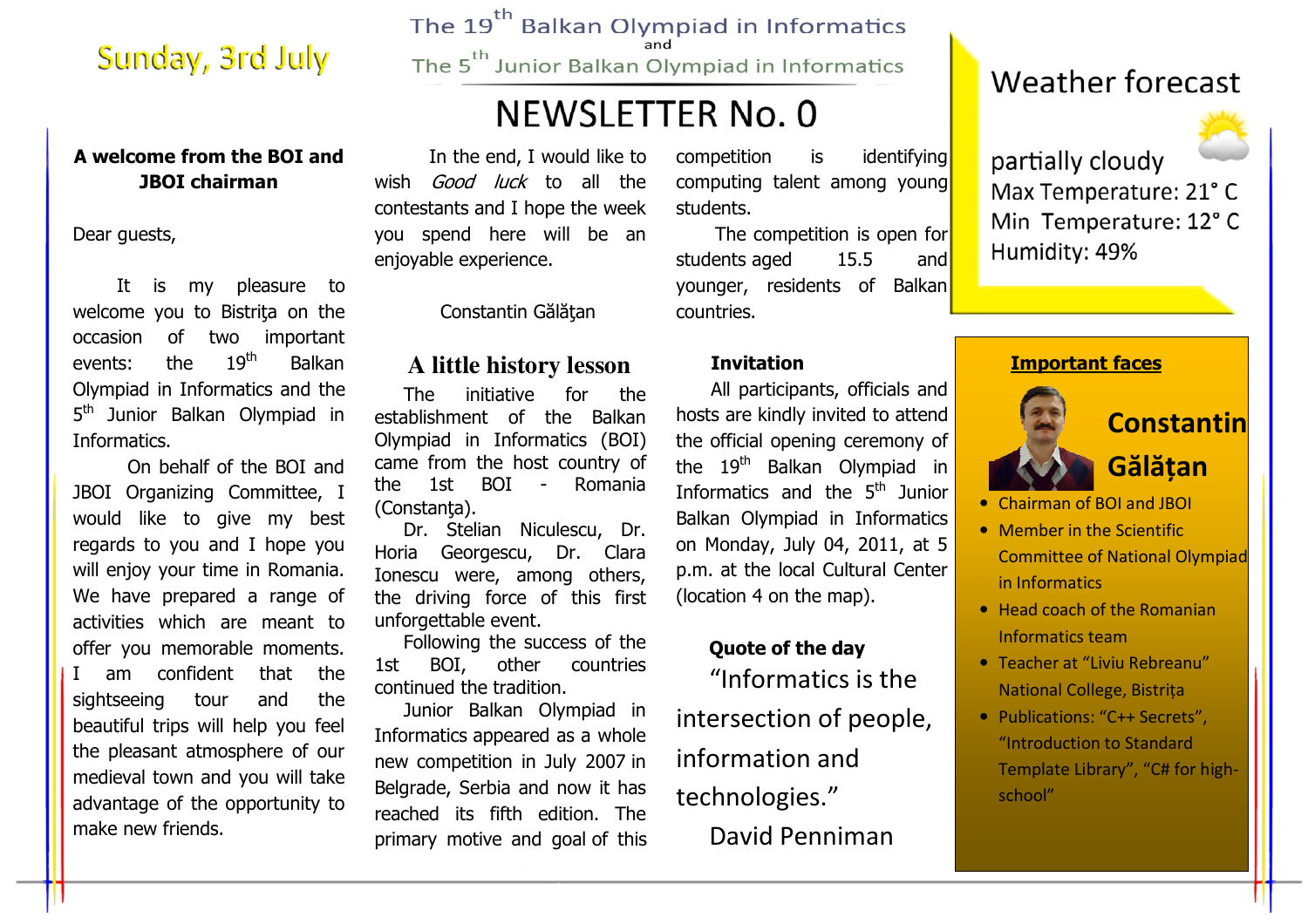Sunday, 3rd July

The 19th Balkan Olympiad in Informatics
and
The 5th Junior Balkan Olympiad in Informatics

# NEWSLETTER No. 0

## A welcome from the BOI and JBOI chairman

Dear guests,

It is my pleasure to welcome you to Bistriţa on the occasion of two important events: the 19th Balkan Olympiad in Informatics and the 5th Junior Balkan Olympiad in Informatics.

On behalf of the BOI and JBOI Organizing Committee, I would like to give my best regards to you and I hope you will enjoy your time in Romania. We have prepared a range of activities which are meant to offer you memorable moments. I am confident that the sightseeing tour and the beautiful trips will help you feel the pleasant atmosphere of our medieval town and you will take advantage of the opportunity to make new friends.

In the end, I would like to wish *Good luck* to all the contestants and I hope the week you spend here will be an enjoyable experience.

Constantin Gălăţan

## A little history lesson

The initiative for the establishment of the Balkan Olympiad in Informatics (BOI) came from the host country of the 1st BOI - Romania (Constanţa).

Dr. Stelian Niculescu, Dr. Horia Georgescu, Dr. Clara Ionescu were, among others, the driving force of this first unforgettable event.

Following the success of the 1st BOI, other countries continued the tradition.

Junior Balkan Olympiad in Informatics appeared as a whole new competition in July 2007 in Belgrade, Serbia and now it has reached its fifth edition. The primary motive and goal of this competition is identifying computing talent among young students.

The competition is open for students aged 15.5 and younger, residents of Balkan countries.

## Invitation

All participants, officials and hosts are kindly invited to attend the official opening ceremony of the 19th Balkan Olympiad in Informatics and the 5th Junior Balkan Olympiad in Informatics on Monday, July 04, 2011, at 5 p.m. at the local Cultural Center (location 4 on the map).

## Quote of the day

"Informatics is the intersection of people, information and technologies."

David Penniman

## Weather forecast

partially cloudy
Max Temperature: 21° C
Min Temperature: 12° C
Humidity: 49%

## Important faces

**Constantin Gălățan**

- Chairman of BOI and JBOI
- Member in the Scientific Committee of National Olympiad in Informatics
- Head coach of the Romanian Informatics team
- Teacher at "Liviu Rebreanu" National College, Bistrița
- Publications: "C++ Secrets", "Introduction to Standard Template Library", "C# for high-school"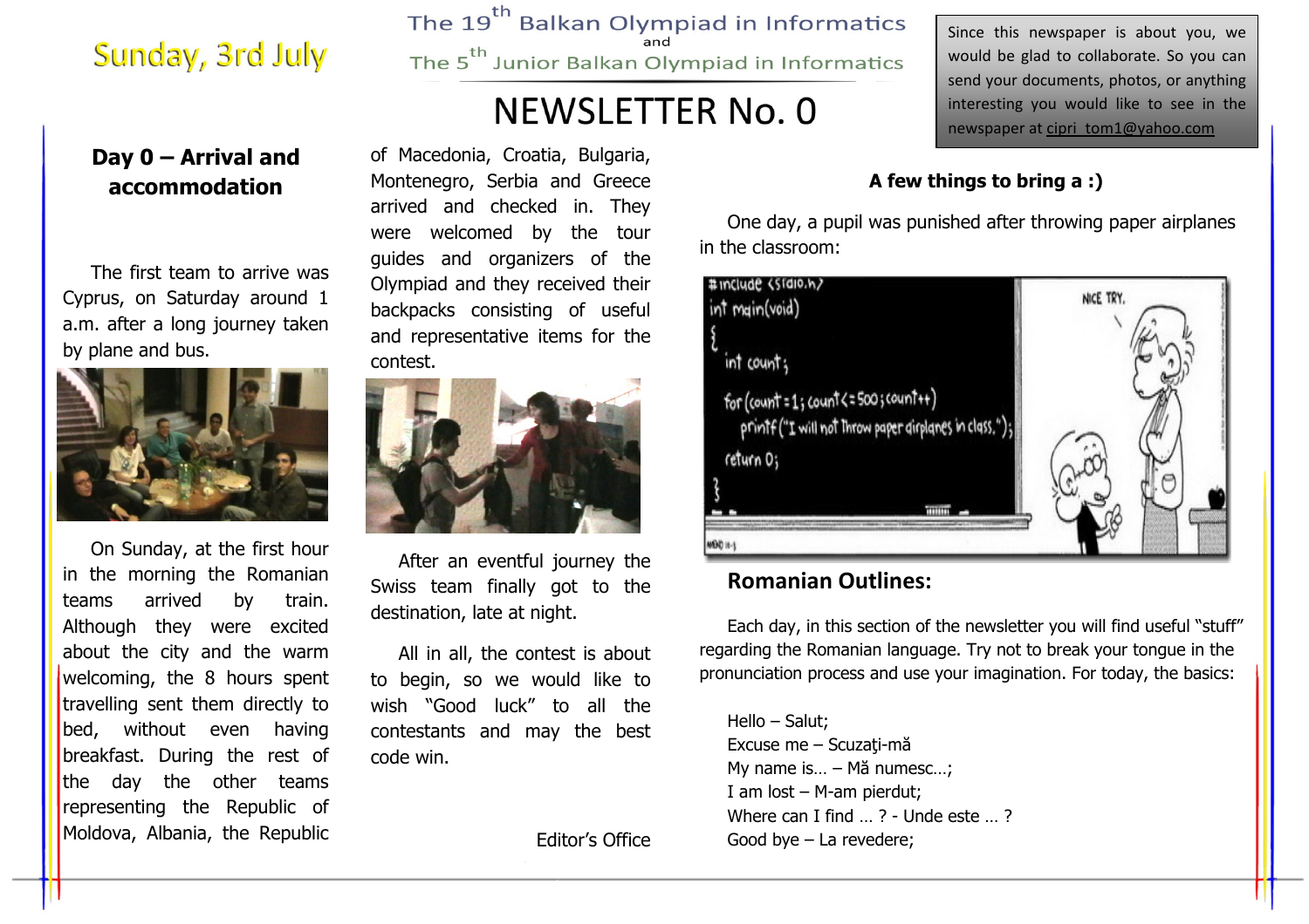Sunday, 3rd July

The 19th Balkan Olympiad in Informatics
and
The 5th Junior Balkan Olympiad in Informatics

# NEWSLETTER No. 0

Since this newspaper is about you, we would be glad to collaborate. So you can send your documents, photos, or anything interesting you would like to see in the newspaper at cipri_tom1@yahoo.com

## Day 0 – Arrival and accommodation

The first team to arrive was Cyprus, on Saturday around 1 a.m. after a long journey taken by plane and bus.

On Sunday, at the first hour in the morning the Romanian teams arrived by train. Although they were excited about the city and the warm welcoming, the 8 hours spent travelling sent them directly to bed, without even having breakfast. During the rest of the day the other teams representing the Republic of Moldova, Albania, the Republic of Macedonia, Croatia, Bulgaria, Montenegro, Serbia and Greece arrived and checked in. They were welcomed by the tour guides and organizers of the Olympiad and they received their backpacks consisting of useful and representative items for the contest.

After an eventful journey the Swiss team finally got to the destination, late at night.

All in all, the contest is about to begin, so we would like to wish "Good luck" to all the contestants and may the best code win.

Editor's Office

### A few things to bring a :)

One day, a pupil was punished after throwing paper airplanes in the classroom:

```
#include <stdio.h>
int main(void)
{
  int count;
  for(count=1;count<=500;count++)
    printf("I will not throw paper airplanes in class.");
  return 0;
}
```

NICE TRY.

## Romanian Outlines:

Each day, in this section of the newsletter you will find useful "stuff" regarding the Romanian language. Try not to break your tongue in the pronunciation process and use your imagination. For today, the basics:

Hello – Salut;
Excuse me – Scuzaţi-mă
My name is… – Mă numesc…;
I am lost – M-am pierdut;
Where can I find … ? - Unde este … ?
Good bye – La revedere;